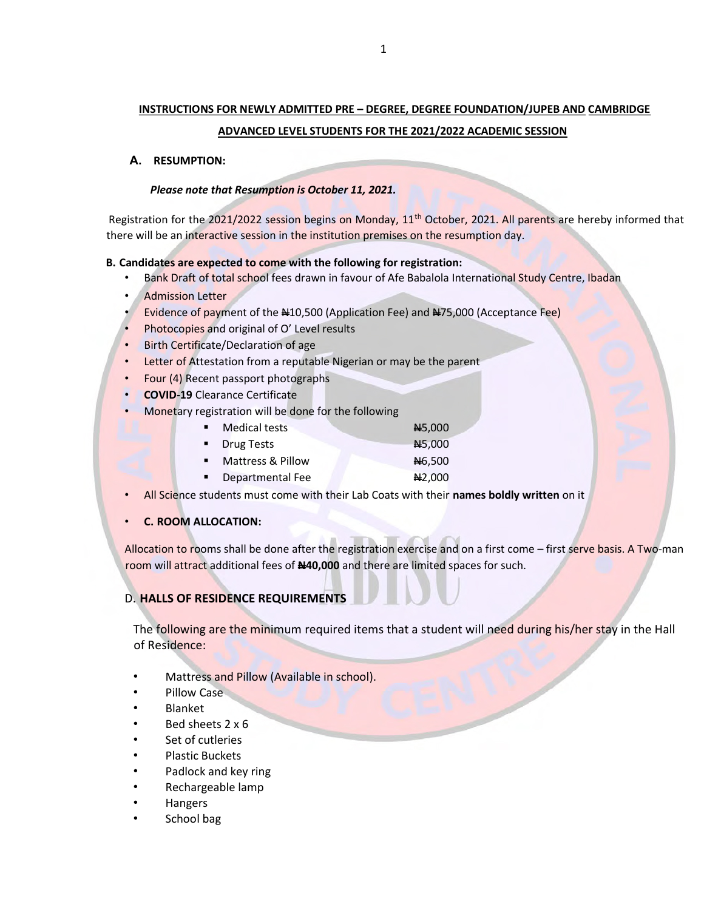## INSTRUCTIONS FOR NEWLY ADMITTED PRE – DEGREE, DEGREE FOUNDATION/JUPEB AND CAMBRIDGE ADVANCED LEVEL STUDENTS FOR THE 2021/2022 ACADEMIC SESSION

### A. RESUMPTION:

***Please note that Resumption is October 11, 2021.***

Registration for the 2021/2022 session begins on Monday, 11th October, 2021. All parents are hereby informed that there will be an interactive session in the institution premises on the resumption day.

### B. Candidates are expected to come with the following for registration:

- Bank Draft of total school fees drawn in favour of Afe Babalola International Study Centre, Ibadan
- Admission Letter
- Evidence of payment of the ₦10,500 (Application Fee) and ₦75,000 (Acceptance Fee)
- Photocopies and original of O' Level results
- Birth Certificate/Declaration of age
- Letter of Attestation from a reputable Nigerian or may be the parent
- Four (4) Recent passport photographs
- **COVID-19** Clearance Certificate
- Monetary registration will be done for the following
  - Medical tests ₦5,000
  - Drug Tests ₦5,000
  - Mattress & Pillow ₦6,500
  - Departmental Fee ₦2,000
- All Science students must come with their Lab Coats with their **names boldly written** on it

### C. ROOM ALLOCATION:

Allocation to rooms shall be done after the registration exercise and on a first come – first serve basis. A Two-man room will attract additional fees of **₦40,000** and there are limited spaces for such.

### D. HALLS OF RESIDENCE REQUIREMENTS

The following are the minimum required items that a student will need during his/her stay in the Hall of Residence:

- Mattress and Pillow (Available in school).
- Pillow Case
- Blanket
- Bed sheets 2 x 6
- Set of cutleries
- Plastic Buckets
- Padlock and key ring
- Rechargeable lamp
- Hangers
- School bag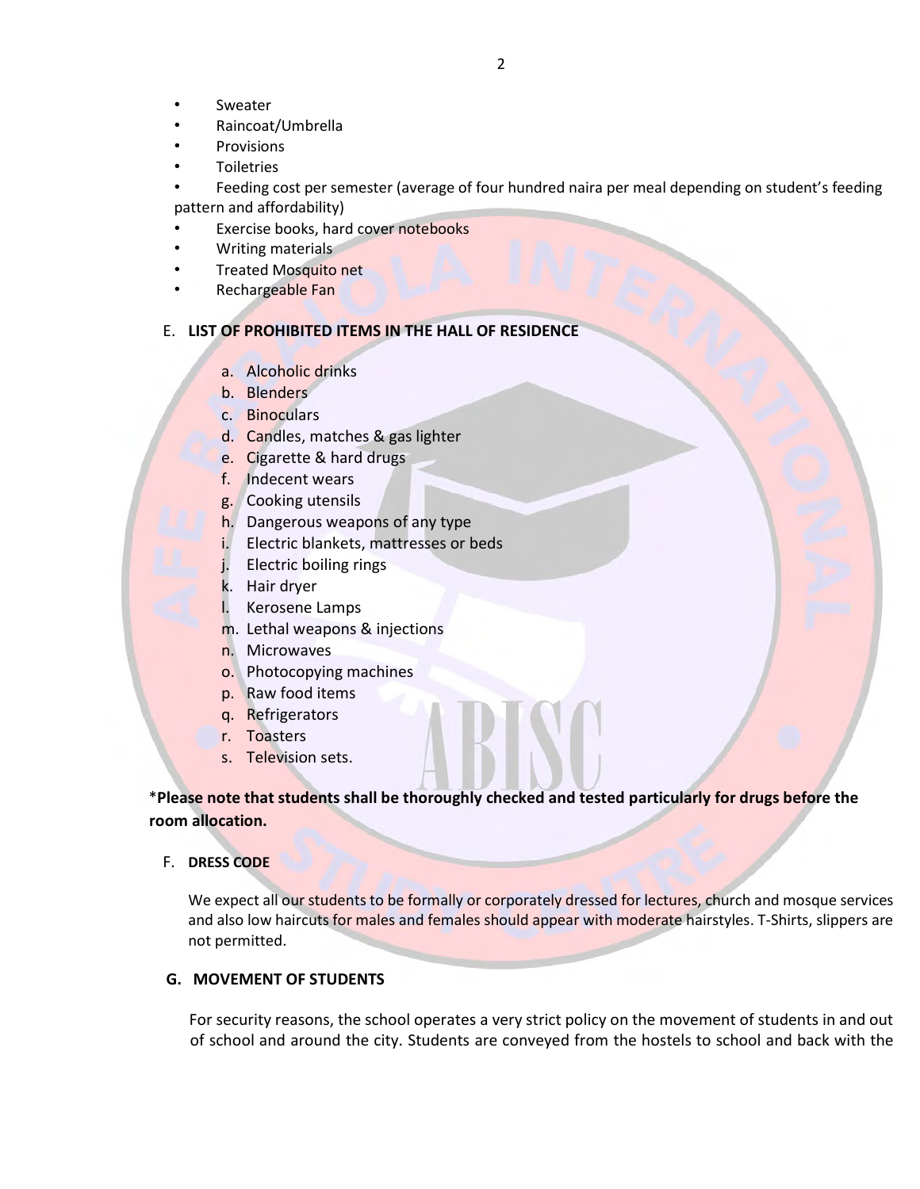- Sweater
- Raincoat/Umbrella
- Provisions
- Toiletries
- Feeding cost per semester (average of four hundred naira per meal depending on student's feeding pattern and affordability)
- Exercise books, hard cover notebooks
- Writing materials
- Treated Mosquito net
- Rechargeable Fan

## E. LIST OF PROHIBITED ITEMS IN THE HALL OF RESIDENCE

a. Alcoholic drinks
b. Blenders
c. Binoculars
d. Candles, matches & gas lighter
e. Cigarette & hard drugs
f. Indecent wears
g. Cooking utensils
h. Dangerous weapons of any type
i. Electric blankets, mattresses or beds
j. Electric boiling rings
k. Hair dryer
l. Kerosene Lamps
m. Lethal weapons & injections
n. Microwaves
o. Photocopying machines
p. Raw food items
q. Refrigerators
r. Toasters
s. Television sets.

***Please note that students shall be thoroughly checked and tested particularly for drugs before the room allocation.**

## F. DRESS CODE

We expect all our students to be formally or corporately dressed for lectures, church and mosque services and also low haircuts for males and females should appear with moderate hairstyles. T-Shirts, slippers are not permitted.

## G. MOVEMENT OF STUDENTS

For security reasons, the school operates a very strict policy on the movement of students in and out of school and around the city. Students are conveyed from the hostels to school and back with the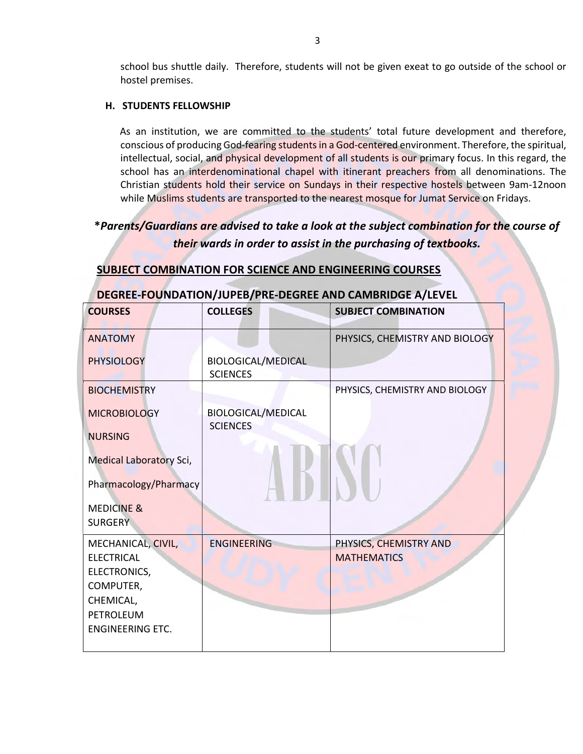school bus shuttle daily. Therefore, students will not be given exeat to go outside of the school or hostel premises.

### H. STUDENTS FELLOWSHIP

As an institution, we are committed to the students' total future development and therefore, conscious of producing God-fearing students in a God-centered environment. Therefore, the spiritual, intellectual, social, and physical development of all students is our primary focus. In this regard, the school has an interdenominational chapel with itinerant preachers from all denominations. The Christian students hold their service on Sundays in their respective hostels between 9am-12noon while Muslims students are transported to the nearest mosque for Jumat Service on Fridays.

***Parents/Guardians are advised to take a look at the subject combination for the course of their wards in order to assist in the purchasing of textbooks.***

## SUBJECT COMBINATION FOR SCIENCE AND ENGINEERING COURSES

### DEGREE-FOUNDATION/JUPEB/PRE-DEGREE AND CAMBRIDGE A/LEVEL

| COURSES | COLLEGES | SUBJECT COMBINATION |
|---|---|---|
| ANATOMY<br>PHYSIOLOGY | BIOLOGICAL/MEDICAL SCIENCES | PHYSICS, CHEMISTRY AND BIOLOGY |
| BIOCHEMISTRY<br>MICROBIOLOGY<br>NURSING<br>Medical Laboratory Sci,<br>Pharmacology/Pharmacy<br>MEDICINE & SURGERY | BIOLOGICAL/MEDICAL SCIENCES | PHYSICS, CHEMISTRY AND BIOLOGY |
| MECHANICAL, CIVIL, ELECTRICAL ELECTRONICS, COMPUTER, CHEMICAL, PETROLEUM ENGINEERING ETC. | ENGINEERING | PHYSICS, CHEMISTRY AND MATHEMATICS |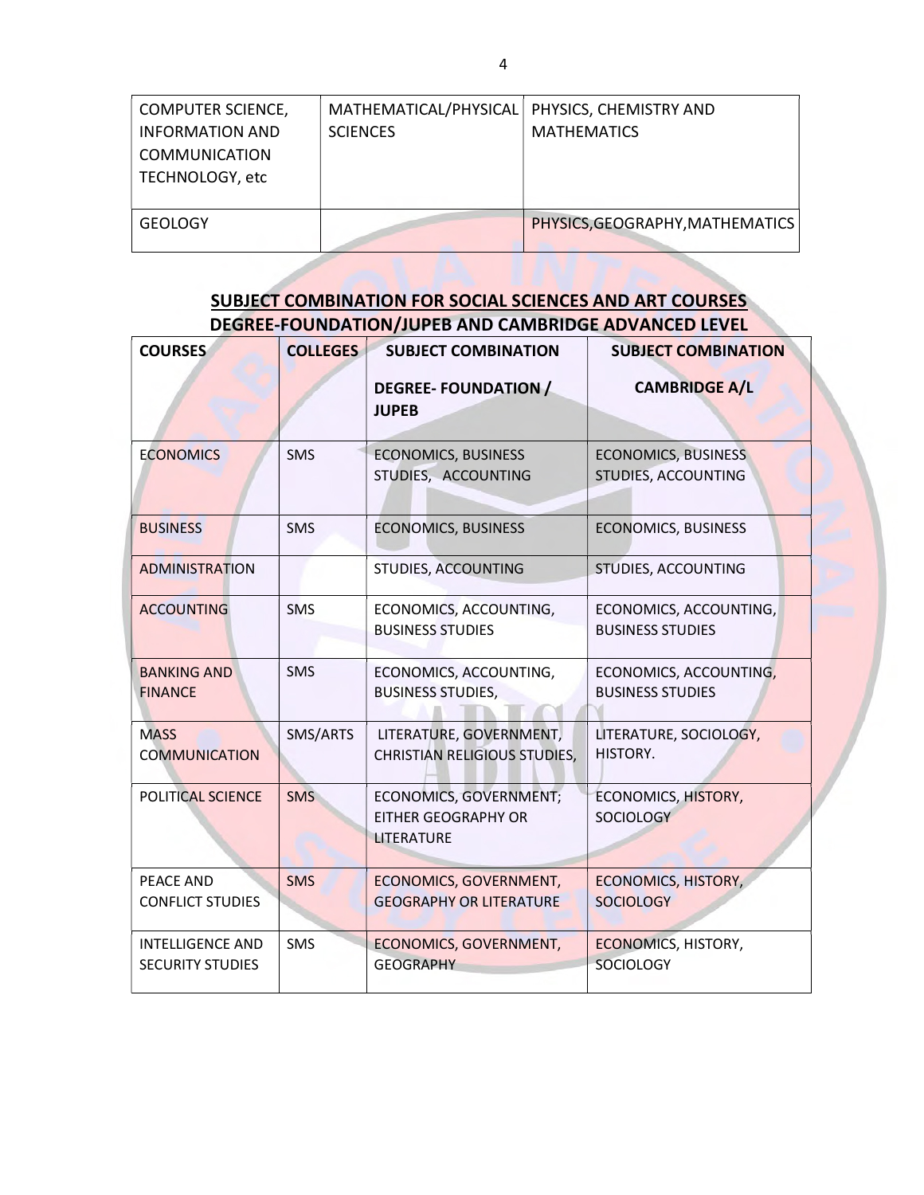| COMPUTER SCIENCE, INFORMATION AND COMMUNICATION TECHNOLOGY, etc | MATHEMATICAL/PHYSICAL SCIENCES | PHYSICS, CHEMISTRY AND MATHEMATICS |
|---|---|---|
| GEOLOGY | | PHYSICS,GEOGRAPHY,MATHEMATICS |

## SUBJECT COMBINATION FOR SOCIAL SCIENCES AND ART COURSES DEGREE-FOUNDATION/JUPEB AND CAMBRIDGE ADVANCED LEVEL

| COURSES | COLLEGES | SUBJECT COMBINATION DEGREE- FOUNDATION / JUPEB | SUBJECT COMBINATION CAMBRIDGE A/L |
|---|---|---|---|
| ECONOMICS | SMS | ECONOMICS, BUSINESS STUDIES, ACCOUNTING | ECONOMICS, BUSINESS STUDIES, ACCOUNTING |
| BUSINESS | SMS | ECONOMICS, BUSINESS | ECONOMICS, BUSINESS |
| ADMINISTRATION | | STUDIES, ACCOUNTING | STUDIES, ACCOUNTING |
| ACCOUNTING | SMS | ECONOMICS, ACCOUNTING, BUSINESS STUDIES | ECONOMICS, ACCOUNTING, BUSINESS STUDIES |
| BANKING AND FINANCE | SMS | ECONOMICS, ACCOUNTING, BUSINESS STUDIES, | ECONOMICS, ACCOUNTING, BUSINESS STUDIES |
| MASS COMMUNICATION | SMS/ARTS | LITERATURE, GOVERNMENT, CHRISTIAN RELIGIOUS STUDIES, | LITERATURE, SOCIOLOGY, HISTORY. |
| POLITICAL SCIENCE | SMS | ECONOMICS, GOVERNMENT; EITHER GEOGRAPHY OR LITERATURE | ECONOMICS, HISTORY, SOCIOLOGY |
| PEACE AND CONFLICT STUDIES | SMS | ECONOMICS, GOVERNMENT, GEOGRAPHY OR LITERATURE | ECONOMICS, HISTORY, SOCIOLOGY |
| INTELLIGENCE AND SECURITY STUDIES | SMS | ECONOMICS, GOVERNMENT, GEOGRAPHY | ECONOMICS, HISTORY, SOCIOLOGY |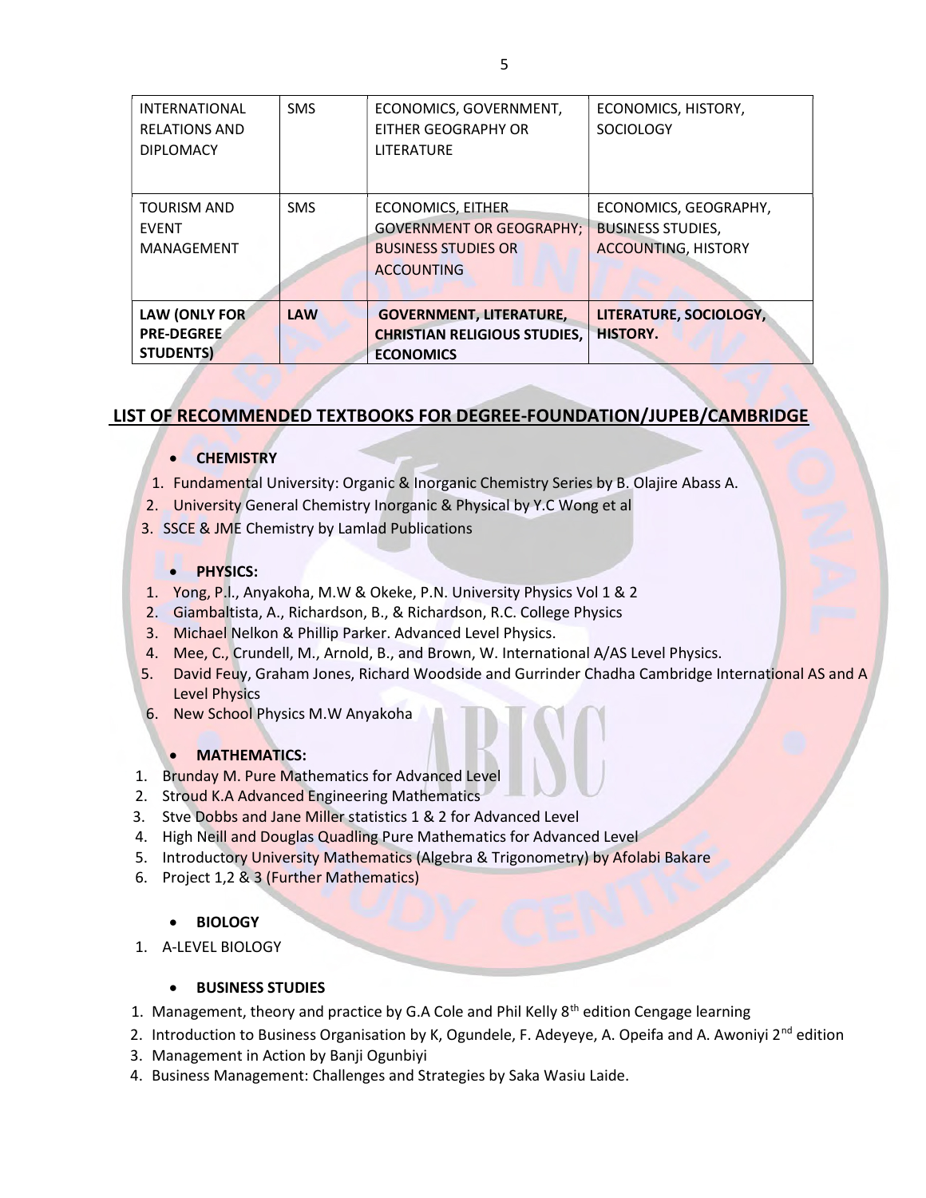| INTERNATIONAL RELATIONS AND DIPLOMACY | SMS | ECONOMICS, GOVERNMENT, EITHER GEOGRAPHY OR LITERATURE | ECONOMICS, HISTORY, SOCIOLOGY |
|---|---|---|---|
| TOURISM AND EVENT MANAGEMENT | SMS | ECONOMICS, EITHER GOVERNMENT OR GEOGRAPHY; BUSINESS STUDIES OR ACCOUNTING | ECONOMICS, GEOGRAPHY, BUSINESS STUDIES, ACCOUNTING, HISTORY |
| **LAW (ONLY FOR PRE-DEGREE STUDENTS)** | **LAW** | **GOVERNMENT, LITERATURE, CHRISTIAN RELIGIOUS STUDIES, ECONOMICS** | **LITERATURE, SOCIOLOGY, HISTORY.** |

## LIST OF RECOMMENDED TEXTBOOKS FOR DEGREE-FOUNDATION/JUPEB/CAMBRIDGE

- **CHEMISTRY**

1. Fundamental University: Organic & Inorganic Chemistry Series by B. Olajire Abass A.
2. University General Chemistry Inorganic & Physical by Y.C Wong et al
3. SSCE & JME Chemistry by Lamlad Publications

- **PHYSICS:**

1. Yong, P.I., Anyakoha, M.W & Okeke, P.N. University Physics Vol 1 & 2
2. Giambaltista, A., Richardson, B., & Richardson, R.C. College Physics
3. Michael Nelkon & Phillip Parker. Advanced Level Physics.
4. Mee, C., Crundell, M., Arnold, B., and Brown, W. International A/AS Level Physics.
5. David Feuy, Graham Jones, Richard Woodside and Gurrinder Chadha Cambridge International AS and A Level Physics
6. New School Physics M.W Anyakoha

- **MATHEMATICS:**

1. Brunday M. Pure Mathematics for Advanced Level
2. Stroud K.A Advanced Engineering Mathematics
3. Stve Dobbs and Jane Miller statistics 1 & 2 for Advanced Level
4. High Neill and Douglas Quadling Pure Mathematics for Advanced Level
5. Introductory University Mathematics (Algebra & Trigonometry) by Afolabi Bakare
6. Project 1,2 & 3 (Further Mathematics)

- **BIOLOGY**

1. A-LEVEL BIOLOGY

- **BUSINESS STUDIES**

1. Management, theory and practice by G.A Cole and Phil Kelly 8th edition Cengage learning
2. Introduction to Business Organisation by K, Ogundele, F. Adeyeye, A. Opeifa and A. Awoniyi 2nd edition
3. Management in Action by Banji Ogunbiyi
4. Business Management: Challenges and Strategies by Saka Wasiu Laide.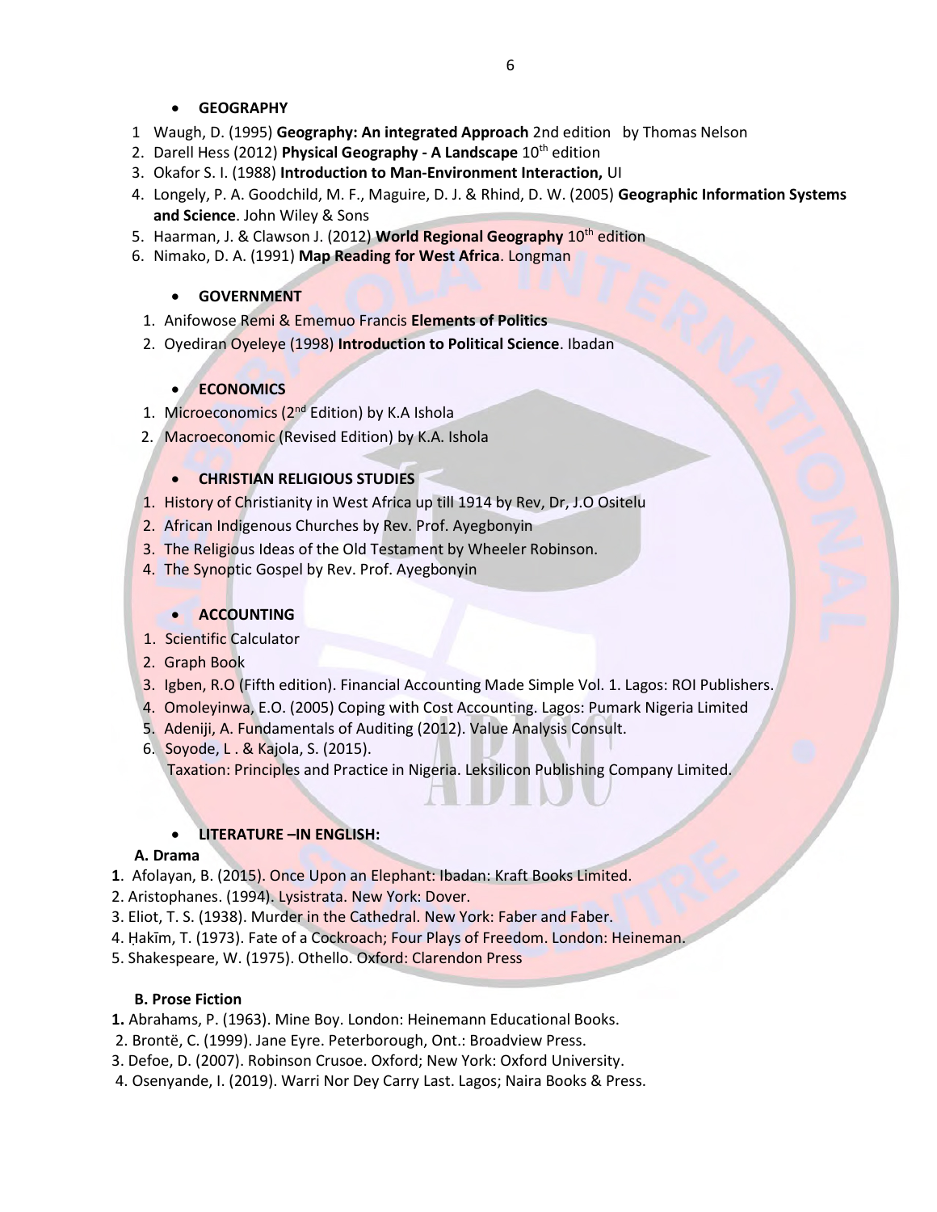- **GEOGRAPHY**

1. Waugh, D. (1995) **Geography: An integrated Approach** 2nd edition by Thomas Nelson
2. Darell Hess (2012) **Physical Geography - A Landscape** 10th edition
3. Okafor S. I. (1988) **Introduction to Man-Environment Interaction,** UI
4. Longely, P. A. Goodchild, M. F., Maguire, D. J. & Rhind, D. W. (2005) **Geographic Information Systems and Science**. John Wiley & Sons
5. Haarman, J. & Clawson J. (2012) **World Regional Geography** 10th edition
6. Nimako, D. A. (1991) **Map Reading for West Africa**. Longman

- **GOVERNMENT**

1. Anifowose Remi & Ememuo Francis **Elements of Politics**
2. Oyediran Oyeleye (1998) **Introduction to Political Science**. Ibadan

- **ECONOMICS**

1. Microeconomics (2nd Edition) by K.A Ishola
2. Macroeconomic (Revised Edition) by K.A. Ishola

- **CHRISTIAN RELIGIOUS STUDIES**

1. History of Christianity in West Africa up till 1914 by Rev, Dr, J.O Ositelu
2. African Indigenous Churches by Rev. Prof. Ayegbonyin
3. The Religious Ideas of the Old Testament by Wheeler Robinson.
4. The Synoptic Gospel by Rev. Prof. Ayegbonyin

- **ACCOUNTING**

1. Scientific Calculator
2. Graph Book
3. Igben, R.O (Fifth edition). Financial Accounting Made Simple Vol. 1. Lagos: ROI Publishers.
4. Omoleyinwa, E.O. (2005) Coping with Cost Accounting. Lagos: Pumark Nigeria Limited
5. Adeniji, A. Fundamentals of Auditing (2012). Value Analysis Consult.
6. Soyode, L . & Kajola, S. (2015).
   Taxation: Principles and Practice in Nigeria. Leksilicon Publishing Company Limited.

- **LITERATURE –IN ENGLISH:**

**A. Drama**

1. Afolayan, B. (2015). Once Upon an Elephant: Ibadan: Kraft Books Limited.
2. Aristophanes. (1994). Lysistrata. New York: Dover.
3. Eliot, T. S. (1938). Murder in the Cathedral. New York: Faber and Faber.
4. Ḥakīm, T. (1973). Fate of a Cockroach; Four Plays of Freedom. London: Heineman.
5. Shakespeare, W. (1975). Othello. Oxford: Clarendon Press

**B. Prose Fiction**

1. Abrahams, P. (1963). Mine Boy. London: Heinemann Educational Books.
2. Brontë, C. (1999). Jane Eyre. Peterborough, Ont.: Broadview Press.
3. Defoe, D. (2007). Robinson Crusoe. Oxford; New York: Oxford University.
4. Osenyande, I. (2019). Warri Nor Dey Carry Last. Lagos; Naira Books & Press.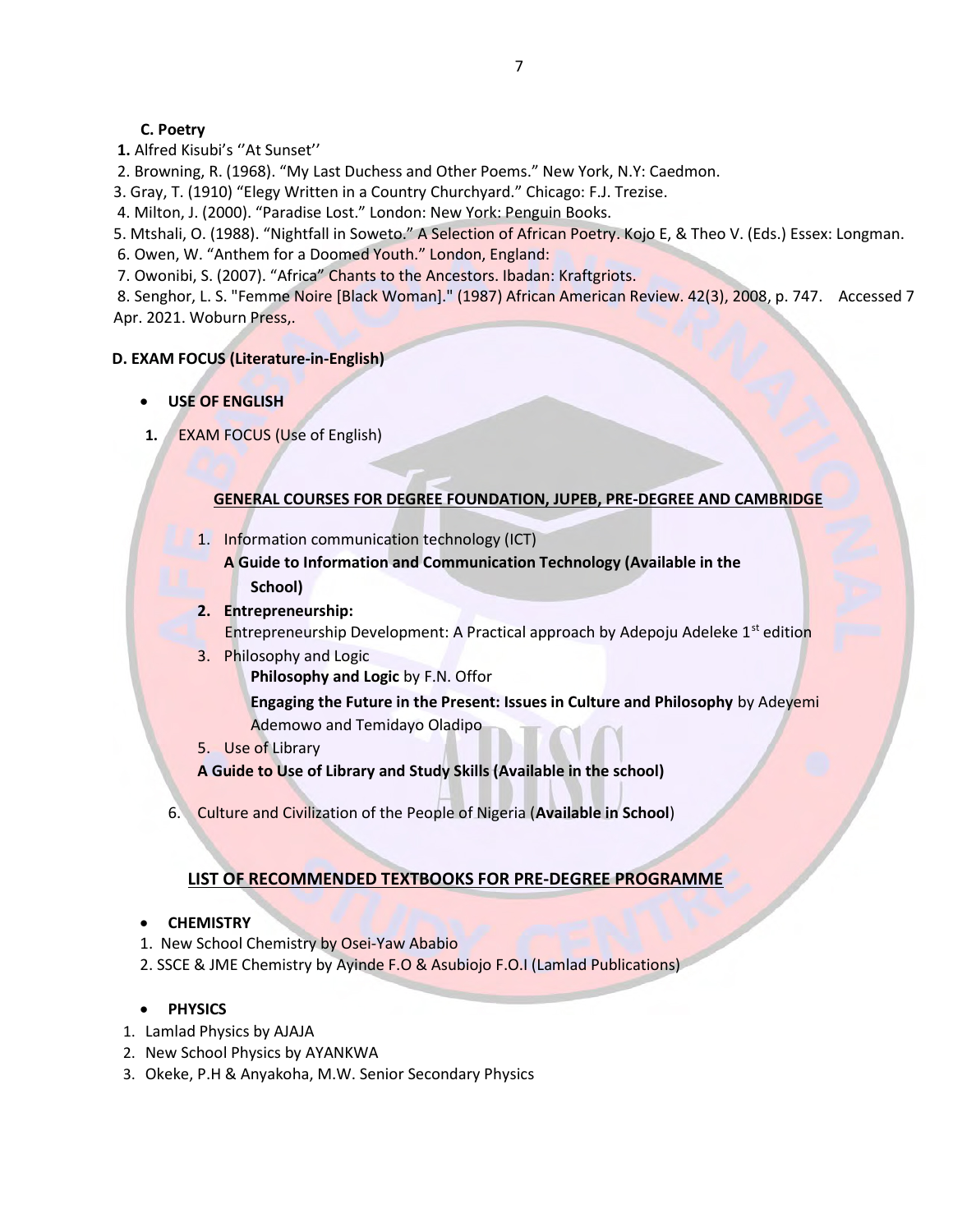**C. Poetry**

**1.** Alfred Kisubi's ''At Sunset''

2. Browning, R. (1968). "My Last Duchess and Other Poems." New York, N.Y: Caedmon.

3. Gray, T. (1910) "Elegy Written in a Country Churchyard." Chicago: F.J. Trezise.

4. Milton, J. (2000). "Paradise Lost." London: New York: Penguin Books.

5. Mtshali, O. (1988). "Nightfall in Soweto." A Selection of African Poetry. Kojo E, & Theo V. (Eds.) Essex: Longman.

6. Owen, W. "Anthem for a Doomed Youth." London, England:

7. Owonibi, S. (2007). "Africa" Chants to the Ancestors. Ibadan: Kraftgriots.

8. Senghor, L. S. "Femme Noire [Black Woman]." (1987) African American Review. 42(3), 2008, p. 747. Accessed 7 Apr. 2021. Woburn Press,.

**D. EXAM FOCUS (Literature-in-English)**

- **USE OF ENGLISH**

**1.** EXAM FOCUS (Use of English)

**GENERAL COURSES FOR DEGREE FOUNDATION, JUPEB, PRE-DEGREE AND CAMBRIDGE**

1. Information communication technology (ICT)
   **A Guide to Information and Communication Technology (Available in the School)**
2. **Entrepreneurship:**
   Entrepreneurship Development: A Practical approach by Adepoju Adeleke 1st edition
3. Philosophy and Logic
   **Philosophy and Logic** by F.N. Offor
   **Engaging the Future in the Present: Issues in Culture and Philosophy** by Adeyemi Ademowo and Temidayo Oladipo
5. Use of Library
   **A Guide to Use of Library and Study Skills (Available in the school)**
6. Culture and Civilization of the People of Nigeria (**Available in School**)

**LIST OF RECOMMENDED TEXTBOOKS FOR PRE-DEGREE PROGRAMME**

- **CHEMISTRY**

1. New School Chemistry by Osei-Yaw Ababio
2. SSCE & JME Chemistry by Ayinde F.O & Asubiojo F.O.I (Lamlad Publications)

- **PHYSICS**

1. Lamlad Physics by AJAJA
2. New School Physics by AYANKWA
3. Okeke, P.H & Anyakoha, M.W. Senior Secondary Physics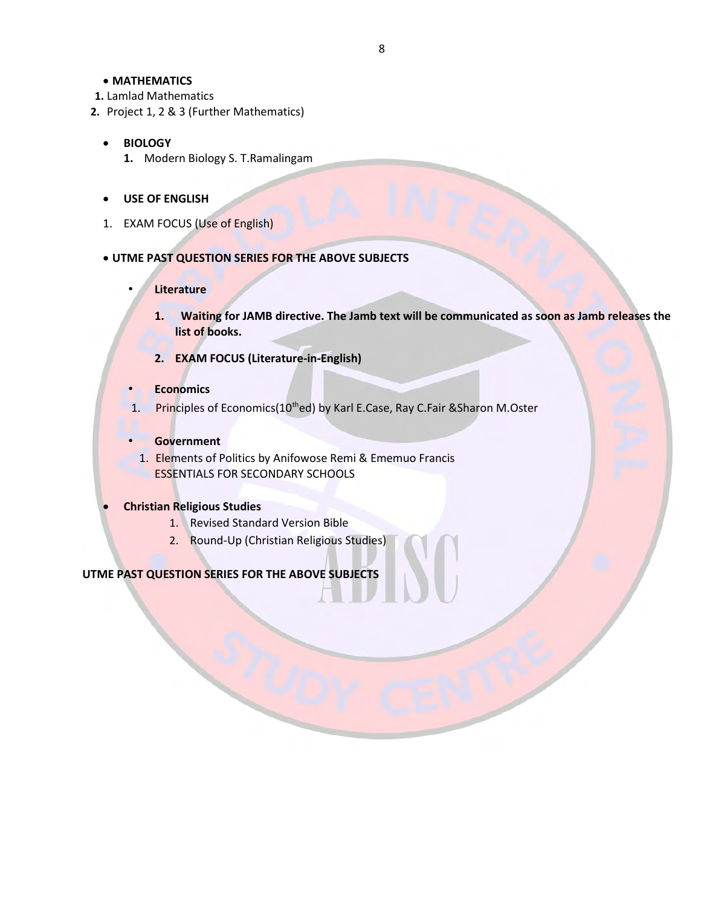- **MATHEMATICS**

**1.** Lamlad Mathematics

**2.** Project 1, 2 & 3 (Further Mathematics)

- **BIOLOGY**
  1. Modern Biology S. T.Ramalingam

- **USE OF ENGLISH**

1. EXAM FOCUS (Use of English)

- **UTME PAST QUESTION SERIES FOR THE ABOVE SUBJECTS**

  - **Literature**

    1. **Waiting for JAMB directive. The Jamb text will be communicated as soon as Jamb releases the list of books.**
    2. **EXAM FOCUS (Literature-in-English)**

  - **Economics**

  1. Principles of Economics(10th ed) by Karl E.Case, Ray C.Fair &Sharon M.Oster

  - **Government**

  1. Elements of Politics by Anifowose Remi & Ememuo Francis
     ESSENTIALS FOR SECONDARY SCHOOLS

- **Christian Religious Studies**
  1. Revised Standard Version Bible
  2. Round-Up (Christian Religious Studies)

**UTME PAST QUESTION SERIES FOR THE ABOVE SUBJECTS**